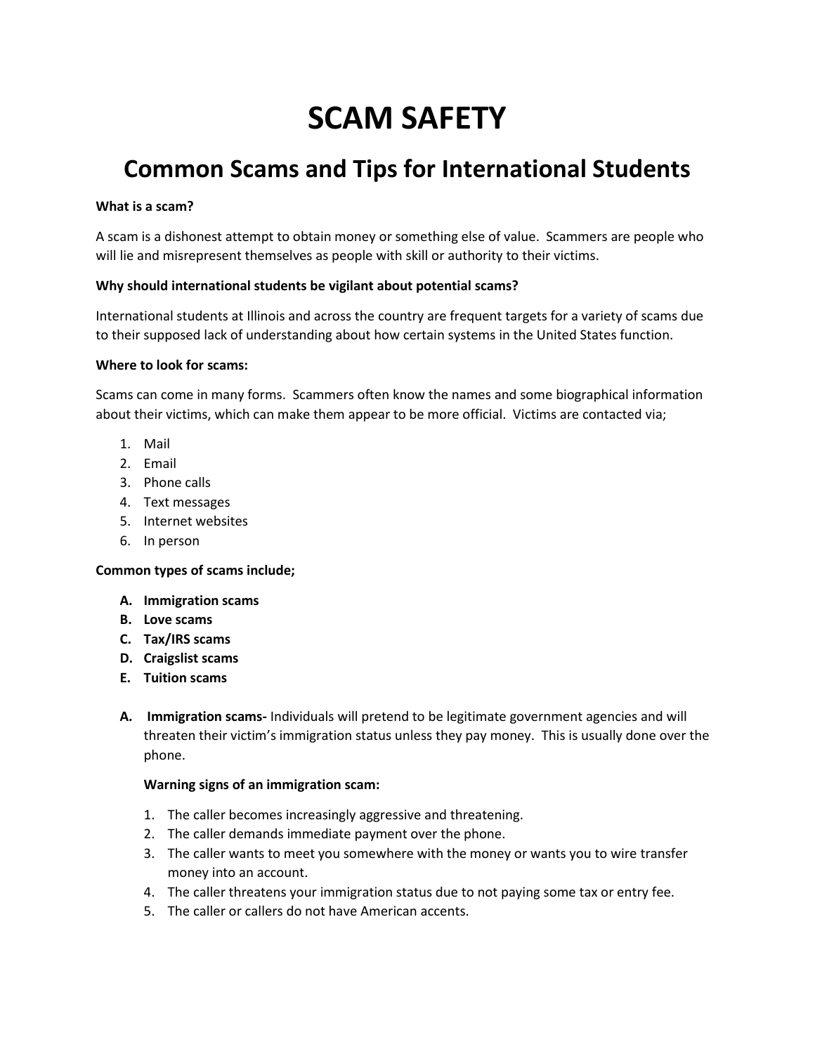# SCAM SAFETY

## Common Scams and Tips for International Students

**What is a scam?**

A scam is a dishonest attempt to obtain money or something else of value. Scammers are people who will lie and misrepresent themselves as people with skill or authority to their victims.

**Why should international students be vigilant about potential scams?**

International students at Illinois and across the country are frequent targets for a variety of scams due to their supposed lack of understanding about how certain systems in the United States function.

**Where to look for scams:**

Scams can come in many forms. Scammers often know the names and some biographical information about their victims, which can make them appear to be more official. Victims are contacted via;

1. Mail
2. Email
3. Phone calls
4. Text messages
5. Internet websites
6. In person

**Common types of scams include;**

- **A. Immigration scams**
- **B. Love scams**
- **C. Tax/IRS scams**
- **D. Craigslist scams**
- **E. Tuition scams**

**A. Immigration scams-** Individuals will pretend to be legitimate government agencies and will threaten their victim's immigration status unless they pay money. This is usually done over the phone.

**Warning signs of an immigration scam:**

1. The caller becomes increasingly aggressive and threatening.
2. The caller demands immediate payment over the phone.
3. The caller wants to meet you somewhere with the money or wants you to wire transfer money into an account.
4. The caller threatens your immigration status due to not paying some tax or entry fee.
5. The caller or callers do not have American accents.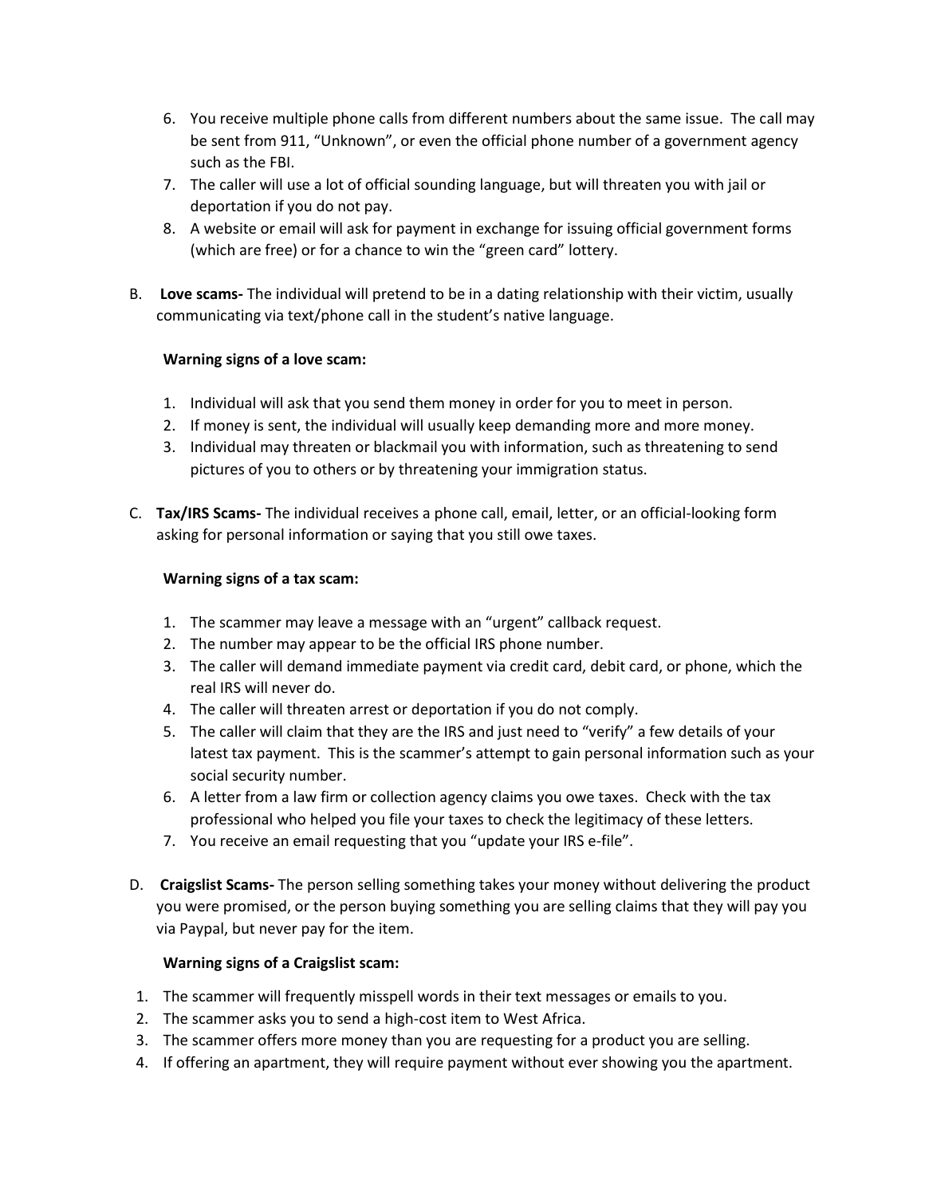6. You receive multiple phone calls from different numbers about the same issue. The call may be sent from 911, "Unknown", or even the official phone number of a government agency such as the FBI.
7. The caller will use a lot of official sounding language, but will threaten you with jail or deportation if you do not pay.
8. A website or email will ask for payment in exchange for issuing official government forms (which are free) or for a chance to win the "green card" lottery.

B. **Love scams-** The individual will pretend to be in a dating relationship with their victim, usually communicating via text/phone call in the student's native language.

**Warning signs of a love scam:**

1. Individual will ask that you send them money in order for you to meet in person.
2. If money is sent, the individual will usually keep demanding more and more money.
3. Individual may threaten or blackmail you with information, such as threatening to send pictures of you to others or by threatening your immigration status.

C. **Tax/IRS Scams-** The individual receives a phone call, email, letter, or an official-looking form asking for personal information or saying that you still owe taxes.

**Warning signs of a tax scam:**

1. The scammer may leave a message with an "urgent" callback request.
2. The number may appear to be the official IRS phone number.
3. The caller will demand immediate payment via credit card, debit card, or phone, which the real IRS will never do.
4. The caller will threaten arrest or deportation if you do not comply.
5. The caller will claim that they are the IRS and just need to "verify" a few details of your latest tax payment. This is the scammer's attempt to gain personal information such as your social security number.
6. A letter from a law firm or collection agency claims you owe taxes. Check with the tax professional who helped you file your taxes to check the legitimacy of these letters.
7. You receive an email requesting that you "update your IRS e-file".

D. **Craigslist Scams-** The person selling something takes your money without delivering the product you were promised, or the person buying something you are selling claims that they will pay you via Paypal, but never pay for the item.

**Warning signs of a Craigslist scam:**

1. The scammer will frequently misspell words in their text messages or emails to you.
2. The scammer asks you to send a high-cost item to West Africa.
3. The scammer offers more money than you are requesting for a product you are selling.
4. If offering an apartment, they will require payment without ever showing you the apartment.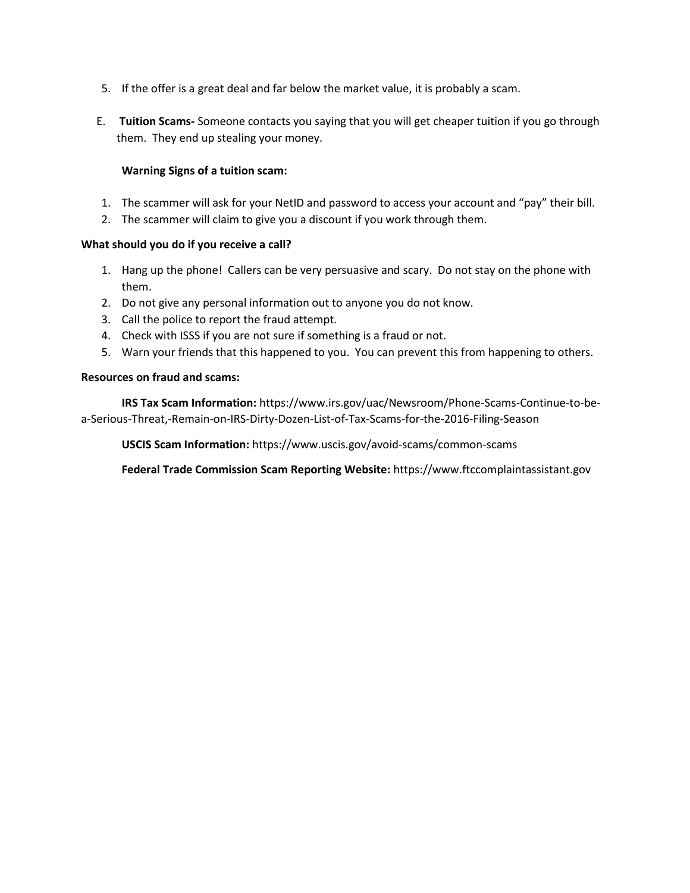5. If the offer is a great deal and far below the market value, it is probably a scam.

E. **Tuition Scams-** Someone contacts you saying that you will get cheaper tuition if you go through them. They end up stealing your money.

**Warning Signs of a tuition scam:**

1. The scammer will ask for your NetID and password to access your account and "pay" their bill.
2. The scammer will claim to give you a discount if you work through them.

**What should you do if you receive a call?**

1. Hang up the phone! Callers can be very persuasive and scary. Do not stay on the phone with them.
2. Do not give any personal information out to anyone you do not know.
3. Call the police to report the fraud attempt.
4. Check with ISSS if you are not sure if something is a fraud or not.
5. Warn your friends that this happened to you. You can prevent this from happening to others.

**Resources on fraud and scams:**

**IRS Tax Scam Information:** https://www.irs.gov/uac/Newsroom/Phone-Scams-Continue-to-be-a-Serious-Threat,-Remain-on-IRS-Dirty-Dozen-List-of-Tax-Scams-for-the-2016-Filing-Season

**USCIS Scam Information:** https://www.uscis.gov/avoid-scams/common-scams

**Federal Trade Commission Scam Reporting Website:** https://www.ftccomplaintassistant.gov